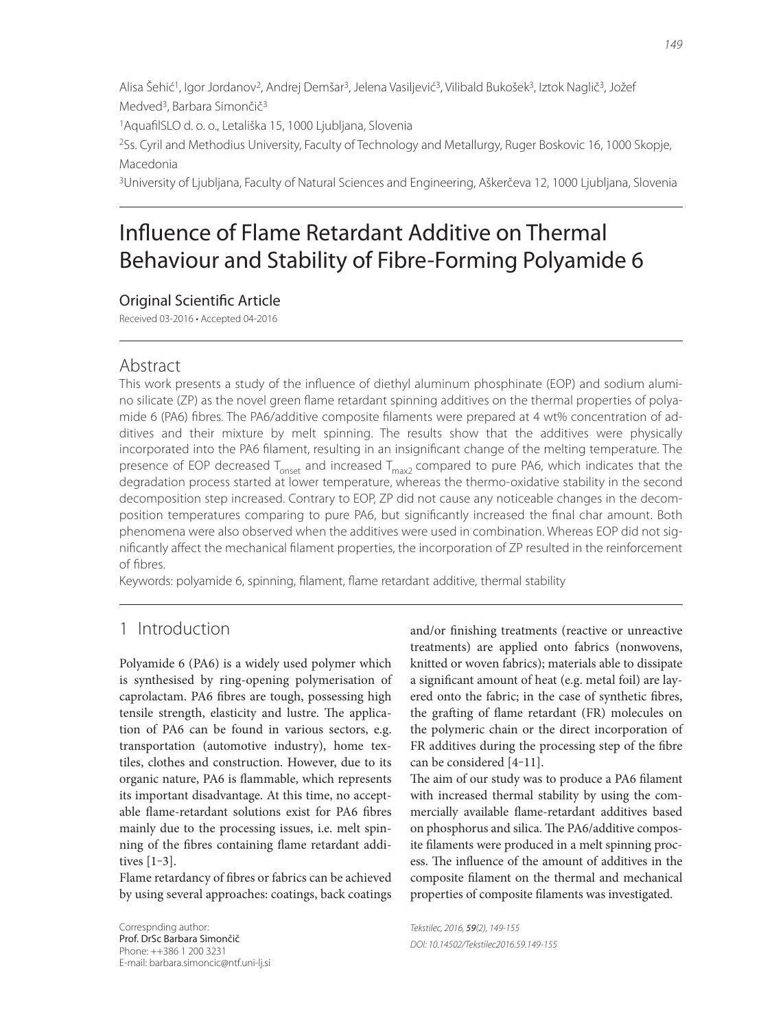Alisa Šehić[1], Igor Jordanov[2], Andrej Demšar[3], Jelena Vasiljević[3], Vilibald Bukošek[3], Iztok Naglič[3], Jožef Medved[3], Barbara Simončič[3]

[1]AquafilSLO d. o. o., Letališka 15, 1000 Ljubljana, Slovenia

[2]Ss. Cyril and Methodius University, Faculty of Technology and Metallurgy, Ruger Boskovic 16, 1000 Skopje, Macedonia

[3]University of Ljubljana, Faculty of Natural Sciences and Engineering, Aškerčeva 12, 1000 Ljubljana, Slovenia

# Influence of Flame Retardant Additive on Thermal Behaviour and Stability of Fibre-Forming Polyamide 6

Original Scientific Article

Received 03-2016 • Accepted 04-2016

## Abstract

This work presents a study of the influence of diethyl aluminum phosphinate (EOP) and sodium alumino silicate (ZP) as the novel green flame retardant spinning additives on the thermal properties of polyamide 6 (PA6) fibres. The PA6/additive composite filaments were prepared at 4 wt% concentration of additives and their mixture by melt spinning. The results show that the additives were physically incorporated into the PA6 filament, resulting in an insignificant change of the melting temperature. The presence of EOP decreased $T_{onset}$ and increased $T_{max2}$ compared to pure PA6, which indicates that the degradation process started at lower temperature, whereas the thermo-oxidative stability in the second decomposition step increased. Contrary to EOP, ZP did not cause any noticeable changes in the decomposition temperatures comparing to pure PA6, but significantly increased the final char amount. Both phenomena were also observed when the additives were used in combination. Whereas EOP did not significantly affect the mechanical filament properties, the incorporation of ZP resulted in the reinforcement of fibres.

Keywords: polyamide 6, spinning, filament, flame retardant additive, thermal stability

## 1 Introduction

Polyamide 6 (PA6) is a widely used polymer which is synthesised by ring-opening polymerisation of caprolactam. PA6 fibres are tough, possessing high tensile strength, elasticity and lustre. The application of PA6 can be found in various sectors, e.g. transportation (automotive industry), home textiles, clothes and construction. However, due to its organic nature, PA6 is flammable, which represents its important disadvantage. At this time, no acceptable flame-retardant solutions exist for PA6 fibres mainly due to the processing issues, i.e. melt spinning of the fibres containing flame retardant additives [1‒3].

Flame retardancy of fibres or fabrics can be achieved by using several approaches: coatings, back coatings and/or finishing treatments (reactive or unreactive treatments) are applied onto fabrics (nonwovens, knitted or woven fabrics); materials able to dissipate a significant amount of heat (e.g. metal foil) are layered onto the fabric; in the case of synthetic fibres, the grafting of flame retardant (FR) molecules on the polymeric chain or the direct incorporation of FR additives during the processing step of the fibre can be considered [4‒11].

The aim of our study was to produce a PA6 filament with increased thermal stability by using the commercially available flame-retardant additives based on phosphorus and silica. The PA6/additive composite filaments were produced in a melt spinning process. The influence of the amount of additives in the composite filament on the thermal and mechanical properties of composite filaments was investigated.

Correspnding author:
Prof. DrSc Barbara Simončič
Phone: ++386 1 200 3231
E-mail: barbara.simoncic@ntf.uni-lj.si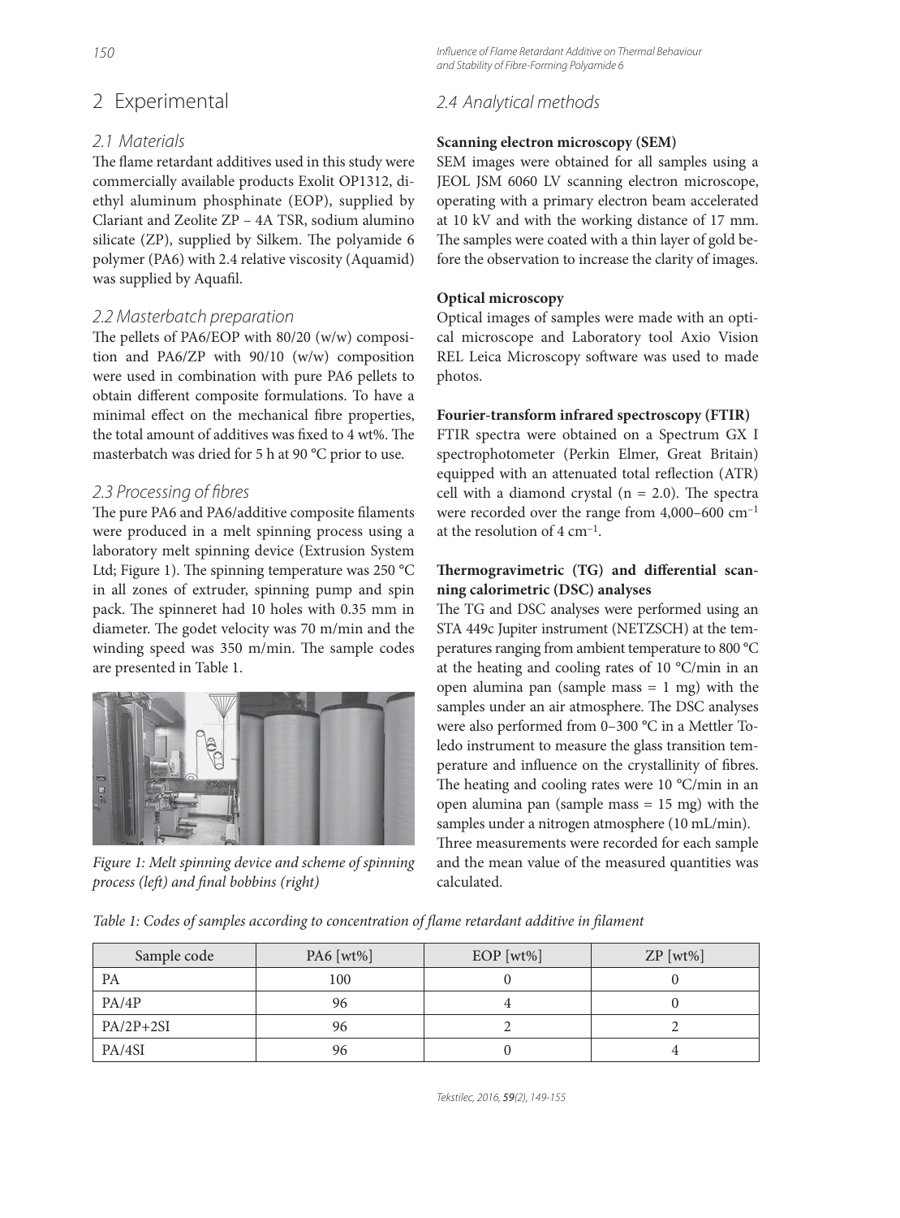# 2 Experimental

## 2.1 Materials

The flame retardant additives used in this study were commercially available products Exolit OP1312, diethyl aluminum phosphinate (EOP), supplied by Clariant and Zeolite ZP – 4A TSR, sodium alumino silicate (ZP), supplied by Silkem. The polyamide 6 polymer (PA6) with 2.4 relative viscosity (Aquamid) was supplied by Aquafil.

## 2.2 Masterbatch preparation

The pellets of PA6/EOP with 80/20 (w/w) composition and PA6/ZP with 90/10 (w/w) composition were used in combination with pure PA6 pellets to obtain different composite formulations. To have a minimal effect on the mechanical fibre properties, the total amount of additives was fixed to 4 wt%. The masterbatch was dried for 5 h at 90 °C prior to use.

## 2.3 Processing of fibres

The pure PA6 and PA6/additive composite filaments were produced in a melt spinning process using a laboratory melt spinning device (Extrusion System Ltd; Figure 1). The spinning temperature was 250 °C in all zones of extruder, spinning pump and spin pack. The spinneret had 10 holes with 0.35 mm in diameter. The godet velocity was 70 m/min and the winding speed was 350 m/min. The sample codes are presented in Table 1.

*Figure 1: Melt spinning device and scheme of spinning process (left) and final bobbins (right)*

## 2.4 Analytical methods

**Scanning electron microscopy (SEM)**

SEM images were obtained for all samples using a JEOL JSM 6060 LV scanning electron microscope, operating with a primary electron beam accelerated at 10 kV and with the working distance of 17 mm. The samples were coated with a thin layer of gold before the observation to increase the clarity of images.

**Optical microscopy**

Optical images of samples were made with an optical microscope and Laboratory tool Axio Vision REL Leica Microscopy software was used to made photos.

**Fourier-transform infrared spectroscopy (FTIR)**

FTIR spectra were obtained on a Spectrum GX I spectrophotometer (Perkin Elmer, Great Britain) equipped with an attenuated total reflection (ATR) cell with a diamond crystal ($n = 2.0$). The spectra were recorded over the range from 4,000–600 $cm^{-1}$ at the resolution of 4 $cm^{-1}$.

**Thermogravimetric (TG) and differential scanning calorimetric (DSC) analyses**

The TG and DSC analyses were performed using an STA 449c Jupiter instrument (NETZSCH) at the temperatures ranging from ambient temperature to 800 °C at the heating and cooling rates of 10 °C/min in an open alumina pan (sample mass = 1 mg) with the samples under an air atmosphere. The DSC analyses were also performed from 0–300 °C in a Mettler Toledo instrument to measure the glass transition temperature and influence on the crystallinity of fibres. The heating and cooling rates were 10 °C/min in an open alumina pan (sample mass = 15 mg) with the samples under a nitrogen atmosphere (10 mL/min). Three measurements were recorded for each sample and the mean value of the measured quantities was calculated.

*Table 1: Codes of samples according to concentration of flame retardant additive in filament*

| Sample code | PA6 [wt%] | EOP [wt%] | ZP [wt%] |
|---|---|---|---|
| PA | 100 | 0 | 0 |
| PA/4P | 96 | 4 | 0 |
| PA/2P+2SI | 96 | 2 | 2 |
| PA/4SI | 96 | 0 | 4 |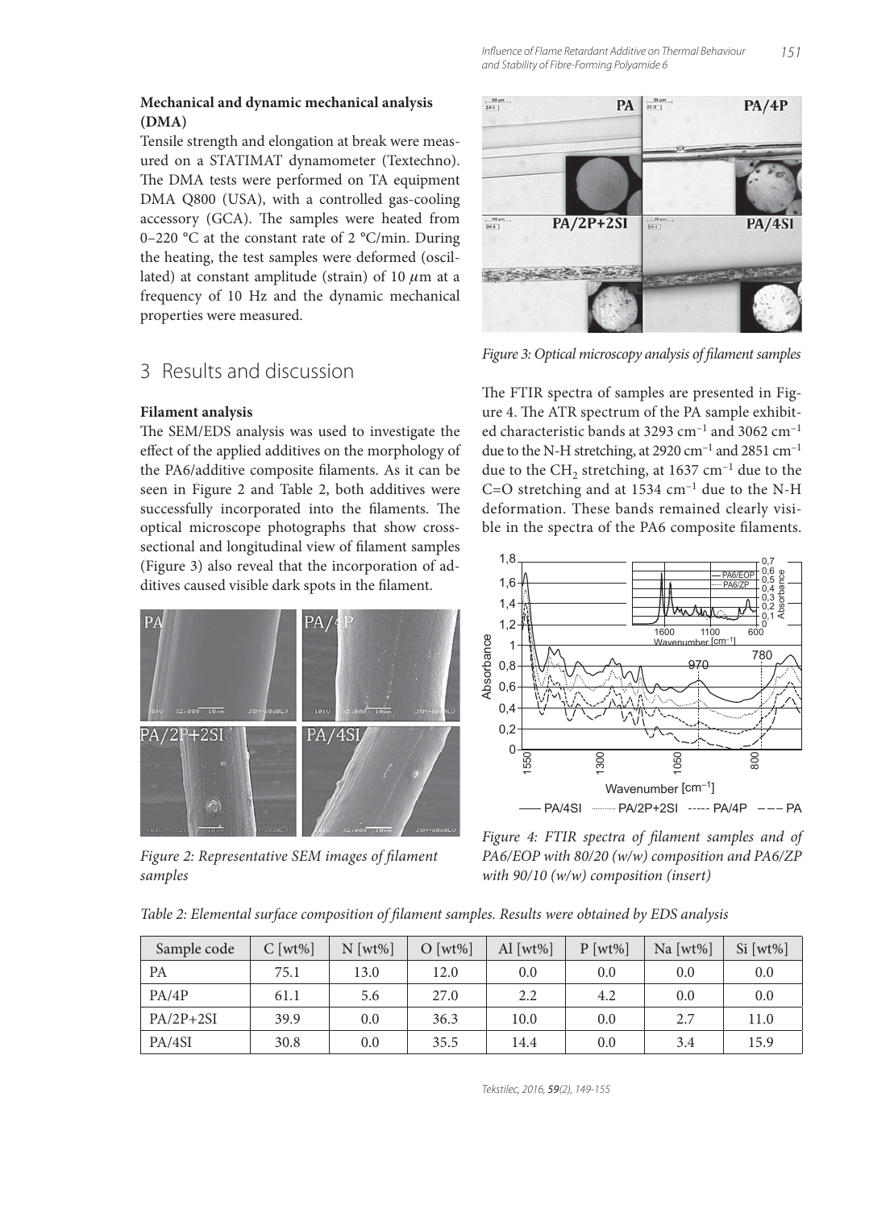**Mechanical and dynamic mechanical analysis (DMA)**

Tensile strength and elongation at break were measured on a STATIMAT dynamometer (Textechno). The DMA tests were performed on TA equipment DMA Q800 (USA), with a controlled gas-cooling accessory (GCA). The samples were heated from 0–220 °C at the constant rate of 2 °C/min. During the heating, the test samples were deformed (oscillated) at constant amplitude (strain) of 10 $\mu$m at a frequency of 10 Hz and the dynamic mechanical properties were measured.

## 3 Results and discussion

**Filament analysis**

The SEM/EDS analysis was used to investigate the effect of the applied additives on the morphology of the PA6/additive composite filaments. As it can be seen in Figure 2 and Table 2, both additives were successfully incorporated into the filaments. The optical microscope photographs that show cross-sectional and longitudinal view of filament samples (Figure 3) also reveal that the incorporation of additives caused visible dark spots in the filament.

*Figure 2: Representative SEM images of filament samples*

*Figure 3: Optical microscopy analysis of filament samples*

The FTIR spectra of samples are presented in Figure 4. The ATR spectrum of the PA sample exhibited characteristic bands at 3293 cm$^{-1}$ and 3062 cm$^{-1}$ due to the N-H stretching, at 2920 cm$^{-1}$ and 2851 cm$^{-1}$ due to the $CH_2$ stretching, at 1637 cm$^{-1}$ due to the C=O stretching and at 1534 cm$^{-1}$ due to the N-H deformation. These bands remained clearly visible in the spectra of the PA6 composite filaments.

*Figure 4: FTIR spectra of filament samples and of PA6/EOP with 80/20 (w/w) composition and PA6/ZP with 90/10 (w/w) composition (insert)*

*Table 2: Elemental surface composition of filament samples. Results were obtained by EDS analysis*

| Sample code | C [wt%] | N [wt%] | O [wt%] | Al [wt%] | P [wt%] | Na [wt%] | Si [wt%] |
|---|---|---|---|---|---|---|---|
| PA | 75.1 | 13.0 | 12.0 | 0.0 | 0.0 | 0.0 | 0.0 |
| PA/4P | 61.1 | 5.6 | 27.0 | 2.2 | 4.2 | 0.0 | 0.0 |
| PA/2P+2SI | 39.9 | 0.0 | 36.3 | 10.0 | 0.0 | 2.7 | 11.0 |
| PA/4SI | 30.8 | 0.0 | 35.5 | 14.4 | 0.0 | 3.4 | 15.9 |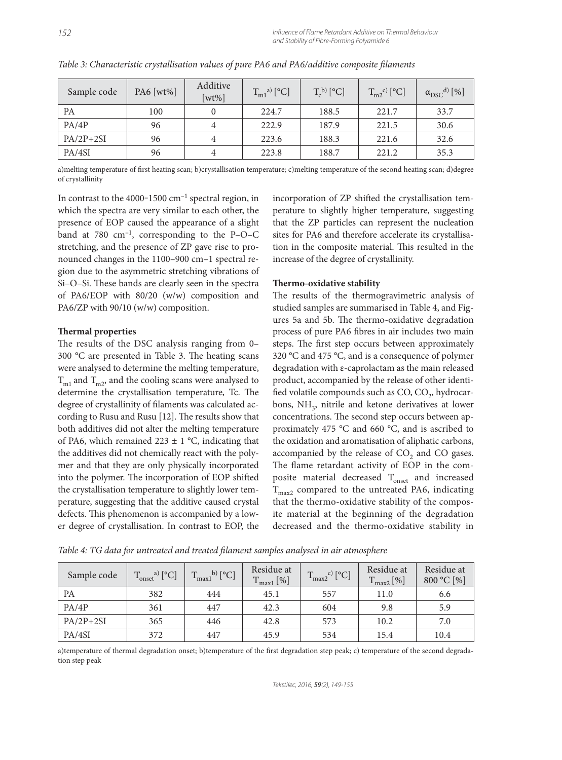*Table 3: Characteristic crystallisation values of pure PA6 and PA6/additive composite filaments*

| Sample code | PA6 [wt%] | Additive [wt%] | $T_{m1}$ [a)] [°C] | $T_c$ [b)] [°C] | $T_{m2}$ [c)] [°C] | $\alpha_{DSC}$ [d)] [%] |
|---|---|---|---|---|---|---|
| PA | 100 | 0 | 224.7 | 188.5 | 221.7 | 33.7 |
| PA/4P | 96 | 4 | 222.9 | 187.9 | 221.5 | 30.6 |
| PA/2P+2SI | 96 | 4 | 223.6 | 188.3 | 221.6 | 32.6 |
| PA/4SI | 96 | 4 | 223.8 | 188.7 | 221.2 | 35.3 |

a)melting temperature of first heating scan; b)crystallisation temperature; c)melting temperature of the second heating scan; d)degree of crystallinity

In contrast to the 4000–1500 $cm^{-1}$ spectral region, in which the spectra are very similar to each other, the presence of EOP caused the appearance of a slight band at 780 $cm^{-1}$, corresponding to the P–O–C stretching, and the presence of ZP gave rise to pronounced changes in the 1100–900 $cm^{-1}$ spectral region due to the asymmetric stretching vibrations of Si–O–Si. These bands are clearly seen in the spectra of PA6/EOP with 80/20 (w/w) composition and PA6/ZP with 90/10 (w/w) composition.

**Thermal properties**

The results of the DSC analysis ranging from 0–300 °C are presented in Table 3. The heating scans were analysed to determine the melting temperature, $T_{m1}$ and $T_{m2}$, and the cooling scans were analysed to determine the crystallisation temperature, Tc. The degree of crystallinity of filaments was calculated according to Rusu and Rusu [12]. The results show that both additives did not alter the melting temperature of PA6, which remained 223 ± 1 °C, indicating that the additives did not chemically react with the polymer and that they are only physically incorporated into the polymer. The incorporation of EOP shifted the crystallisation temperature to slightly lower temperature, suggesting that the additive caused crystal defects. This phenomenon is accompanied by a lower degree of crystallisation. In contrast to EOP, the incorporation of ZP shifted the crystallisation temperature to slightly higher temperature, suggesting that the ZP particles can represent the nucleation sites for PA6 and therefore accelerate its crystallisation in the composite material. This resulted in the increase of the degree of crystallinity.

**Thermo-oxidative stability**

The results of the thermogravimetric analysis of studied samples are summarised in Table 4, and Figures 5a and 5b. The thermo-oxidative degradation process of pure PA6 fibres in air includes two main steps. The first step occurs between approximately 320 °C and 475 °C, and is a consequence of polymer degradation with ε-caprolactam as the main released product, accompanied by the release of other identified volatile compounds such as CO, $CO_2$, hydrocarbons, $NH_3$, nitrile and ketone derivatives at lower concentrations. The second step occurs between approximately 475 °C and 660 °C, and is ascribed to the oxidation and aromatisation of aliphatic carbons, accompanied by the release of $CO_2$ and CO gases. The flame retardant activity of EOP in the composite material decreased $T_{onset}$ and increased $T_{max2}$ compared to the untreated PA6, indicating that the thermo-oxidative stability of the composite material at the beginning of the degradation decreased and the thermo-oxidative stability in

*Table 4: TG data for untreated and treated filament samples analysed in air atmosphere*

| Sample code | $T_{onset}$ [a)] [°C] | $T_{max1}$ [b)] [°C] | Residue at $T_{max1}$ [%] | $T_{max2}$ [c)] [°C] | Residue at $T_{max2}$ [%] | Residue at 800 °C [%] |
|---|---|---|---|---|---|---|
| PA | 382 | 444 | 45.1 | 557 | 11.0 | 6.6 |
| PA/4P | 361 | 447 | 42.3 | 604 | 9.8 | 5.9 |
| PA/2P+2SI | 365 | 446 | 42.8 | 573 | 10.2 | 7.0 |
| PA/4SI | 372 | 447 | 45.9 | 534 | 15.4 | 10.4 |

a)temperature of thermal degradation onset; b)temperature of the first degradation step peak; c) temperature of the second degradation step peak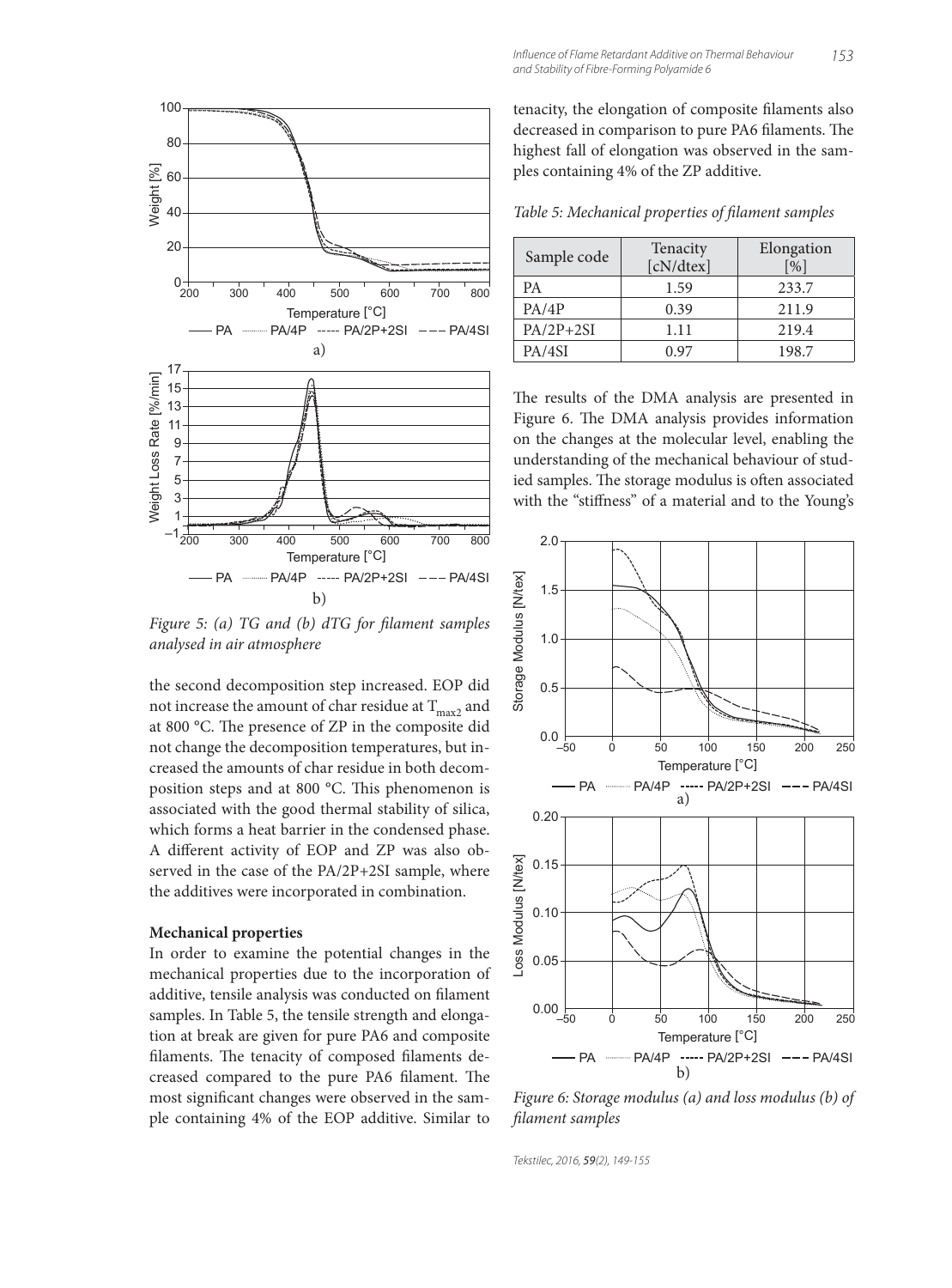Figure 5: (a) TG and (b) dTG for filament samples analysed in air atmosphere

the second decomposition step increased. EOP did not increase the amount of char residue at $T_{max2}$ and at 800 °C. The presence of ZP in the composite did not change the decomposition temperatures, but increased the amounts of char residue in both decomposition steps and at 800 °C. This phenomenon is associated with the good thermal stability of silica, which forms a heat barrier in the condensed phase. A different activity of EOP and ZP was also observed in the case of the PA/2P+2SI sample, where the additives were incorporated in combination.

**Mechanical properties**

In order to examine the potential changes in the mechanical properties due to the incorporation of additive, tensile analysis was conducted on filament samples. In Table 5, the tensile strength and elongation at break are given for pure PA6 and composite filaments. The tenacity of composed filaments decreased compared to the pure PA6 filament. The most significant changes were observed in the sample containing 4% of the EOP additive. Similar to tenacity, the elongation of composite filaments also decreased in comparison to pure PA6 filaments. The highest fall of elongation was observed in the samples containing 4% of the ZP additive.

*Table 5: Mechanical properties of filament samples*

| Sample code | Tenacity [cN/dtex] | Elongation [%] |
|---|---|---|
| PA | 1.59 | 233.7 |
| PA/4P | 0.39 | 211.9 |
| PA/2P+2SI | 1.11 | 219.4 |
| PA/4SI | 0.97 | 198.7 |

The results of the DMA analysis are presented in Figure 6. The DMA analysis provides information on the changes at the molecular level, enabling the understanding of the mechanical behaviour of studied samples. The storage modulus is often associated with the "stiffness" of a material and to the Young's

Figure 6: Storage modulus (a) and loss modulus (b) of filament samples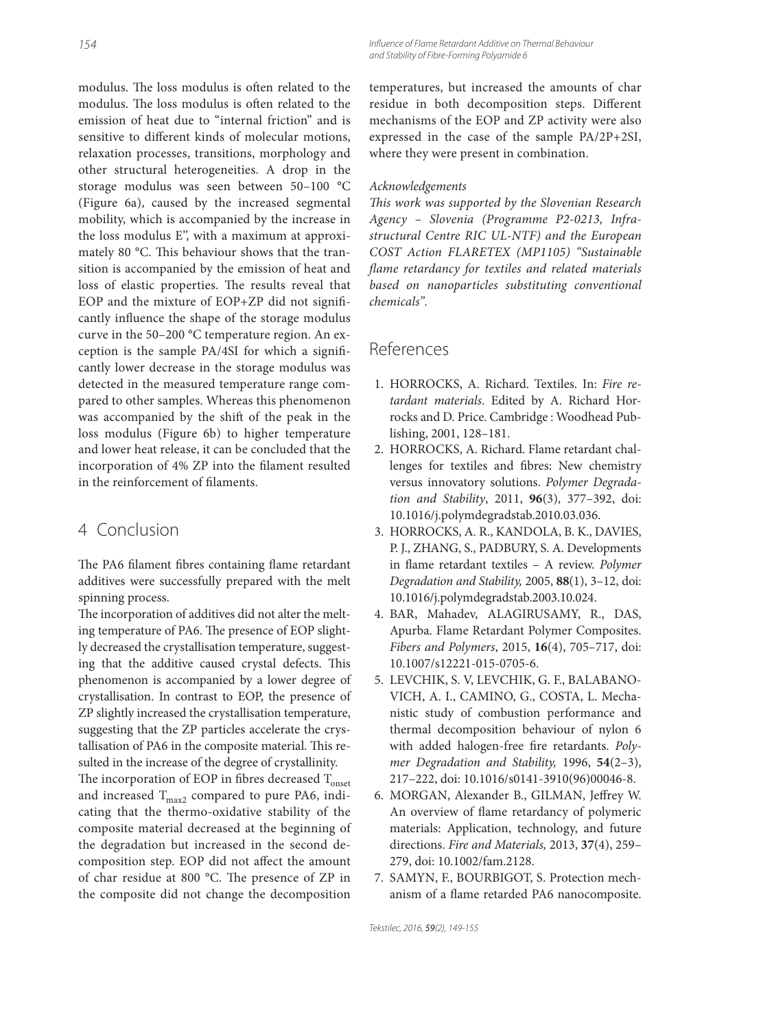modulus. The loss modulus is often related to the modulus. The loss modulus is often related to the emission of heat due to "internal friction" and is sensitive to different kinds of molecular motions, relaxation processes, transitions, morphology and other structural heterogeneities. A drop in the storage modulus was seen between 50–100 °C (Figure 6a), caused by the increased segmental mobility, which is accompanied by the increase in the loss modulus E", with a maximum at approximately 80 °C. This behaviour shows that the transition is accompanied by the emission of heat and loss of elastic properties. The results reveal that EOP and the mixture of EOP+ZP did not significantly influence the shape of the storage modulus curve in the 50–200 °C temperature region. An exception is the sample PA/4SI for which a significantly lower decrease in the storage modulus was detected in the measured temperature range compared to other samples. Whereas this phenomenon was accompanied by the shift of the peak in the loss modulus (Figure 6b) to higher temperature and lower heat release, it can be concluded that the incorporation of 4% ZP into the filament resulted in the reinforcement of filaments.

## 4 Conclusion

The PA6 filament fibres containing flame retardant additives were successfully prepared with the melt spinning process.

The incorporation of additives did not alter the melting temperature of PA6. The presence of EOP slightly decreased the crystallisation temperature, suggesting that the additive caused crystal defects. This phenomenon is accompanied by a lower degree of crystallisation. In contrast to EOP, the presence of ZP slightly increased the crystallisation temperature, suggesting that the ZP particles accelerate the crystallisation of PA6 in the composite material. This resulted in the increase of the degree of crystallinity.

The incorporation of EOP in fibres decreased $T_{onset}$ and increased $T_{max2}$ compared to pure PA6, indicating that the thermo-oxidative stability of the composite material decreased at the beginning of the degradation but increased in the second decomposition step. EOP did not affect the amount of char residue at 800 °C. The presence of ZP in the composite did not change the decomposition temperatures, but increased the amounts of char residue in both decomposition steps. Different mechanisms of the EOP and ZP activity were also expressed in the case of the sample PA/2P+2SI, where they were present in combination.

*Acknowledgements*

*This work was supported by the Slovenian Research Agency – Slovenia (Programme P2-0213, Infrastructural Centre RIC UL-NTF) and the European COST Action FLARETEX (MP1105) "Sustainable flame retardancy for textiles and related materials based on nanoparticles substituting conventional chemicals".*

## References

1. HORROCKS, A. Richard. Textiles. In: *Fire retardant materials*. Edited by A. Richard Horrocks and D. Price. Cambridge : Woodhead Publishing, 2001, 128–181.
2. HORROCKS, A. Richard. Flame retardant challenges for textiles and fibres: New chemistry versus innovatory solutions. *Polymer Degradation and Stability*, 2011, **96**(3), 377–392, doi: 10.1016/j.polymdegradstab.2010.03.036.
3. HORROCKS, A. R., KANDOLA, B. K., DAVIES, P. J., ZHANG, S., PADBURY, S. A. Developments in flame retardant textiles – A review. *Polymer Degradation and Stability,* 2005, **88**(1), 3–12, doi: 10.1016/j.polymdegradstab.2003.10.024.
4. BAR, Mahadev, ALAGIRUSAMY, R., DAS, Apurba. Flame Retardant Polymer Composites. *Fibers and Polymers*, 2015, **16**(4), 705–717, doi: 10.1007/s12221-015-0705-6.
5. LEVCHIK, S. V, LEVCHIK, G. F., BALABANOVICH, A. I., CAMINO, G., COSTA, L. Mechanistic study of combustion performance and thermal decomposition behaviour of nylon 6 with added halogen-free fire retardants. *Polymer Degradation and Stability,* 1996, **54**(2–3), 217–222, doi: 10.1016/s0141-3910(96)00046-8.
6. MORGAN, Alexander B., GILMAN, Jeffrey W. An overview of flame retardancy of polymeric materials: Application, technology, and future directions. *Fire and Materials,* 2013, **37**(4), 259–279, doi: 10.1002/fam.2128.
7. SAMYN, F., BOURBIGOT, S. Protection mechanism of a flame retarded PA6 nanocomposite.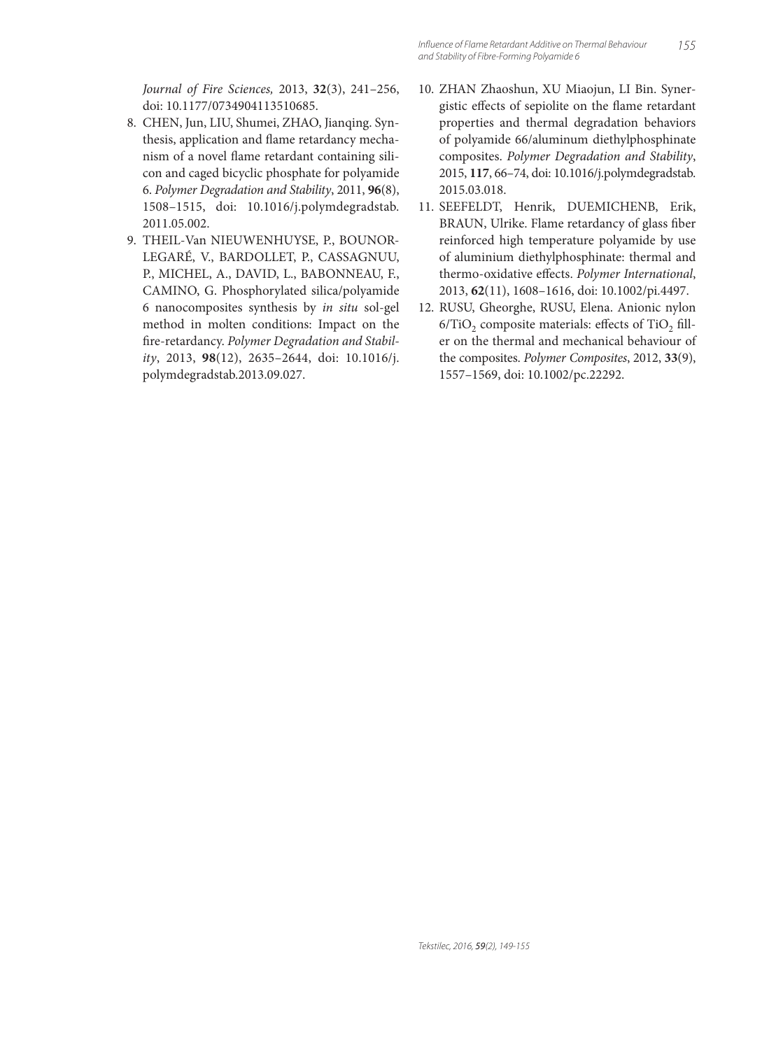*Journal of Fire Sciences,* 2013, **32**(3), 241–256, doi: 10.1177/0734904113510685.

8. CHEN, Jun, LIU, Shumei, ZHAO, Jianqing. Synthesis, application and flame retardancy mechanism of a novel flame retardant containing silicon and caged bicyclic phosphate for polyamide 6. *Polymer Degradation and Stability*, 2011, **96**(8), 1508–1515, doi: 10.1016/j.polymdegradstab.2011.05.002.
9. THEIL-Van NIEUWENHUYSE, P., BOUNOR-LEGARÉ, V., BARDOLLET, P., CASSAGNUU, P., MICHEL, A., DAVID, L., BABONNEAU, F., CAMINO, G. Phosphorylated silica/polyamide 6 nanocomposites synthesis by *in situ* sol-gel method in molten conditions: Impact on the fire-retardancy. *Polymer Degradation and Stability*, 2013, **98**(12), 2635–2644, doi: 10.1016/j.polymdegradstab.2013.09.027.
10. ZHAN Zhaoshun, XU Miaojun, LI Bin. Synergistic effects of sepiolite on the flame retardant properties and thermal degradation behaviors of polyamide 66/aluminum diethylphosphinate composites. *Polymer Degradation and Stability*, 2015, **117**, 66–74, doi: 10.1016/j.polymdegradstab.2015.03.018.
11. SEEFELDT, Henrik, DUEMICHENB, Erik, BRAUN, Ulrike. Flame retardancy of glass fiber reinforced high temperature polyamide by use of aluminium diethylphosphinate: thermal and thermo-oxidative effects. *Polymer International*, 2013, **62**(11), 1608–1616, doi: 10.1002/pi.4497.
12. RUSU, Gheorghe, RUSU, Elena. Anionic nylon 6/$TiO_2$ composite materials: effects of $TiO_2$ filler on the thermal and mechanical behaviour of the composites. *Polymer Composites*, 2012, **33**(9), 1557–1569, doi: 10.1002/pc.22292.